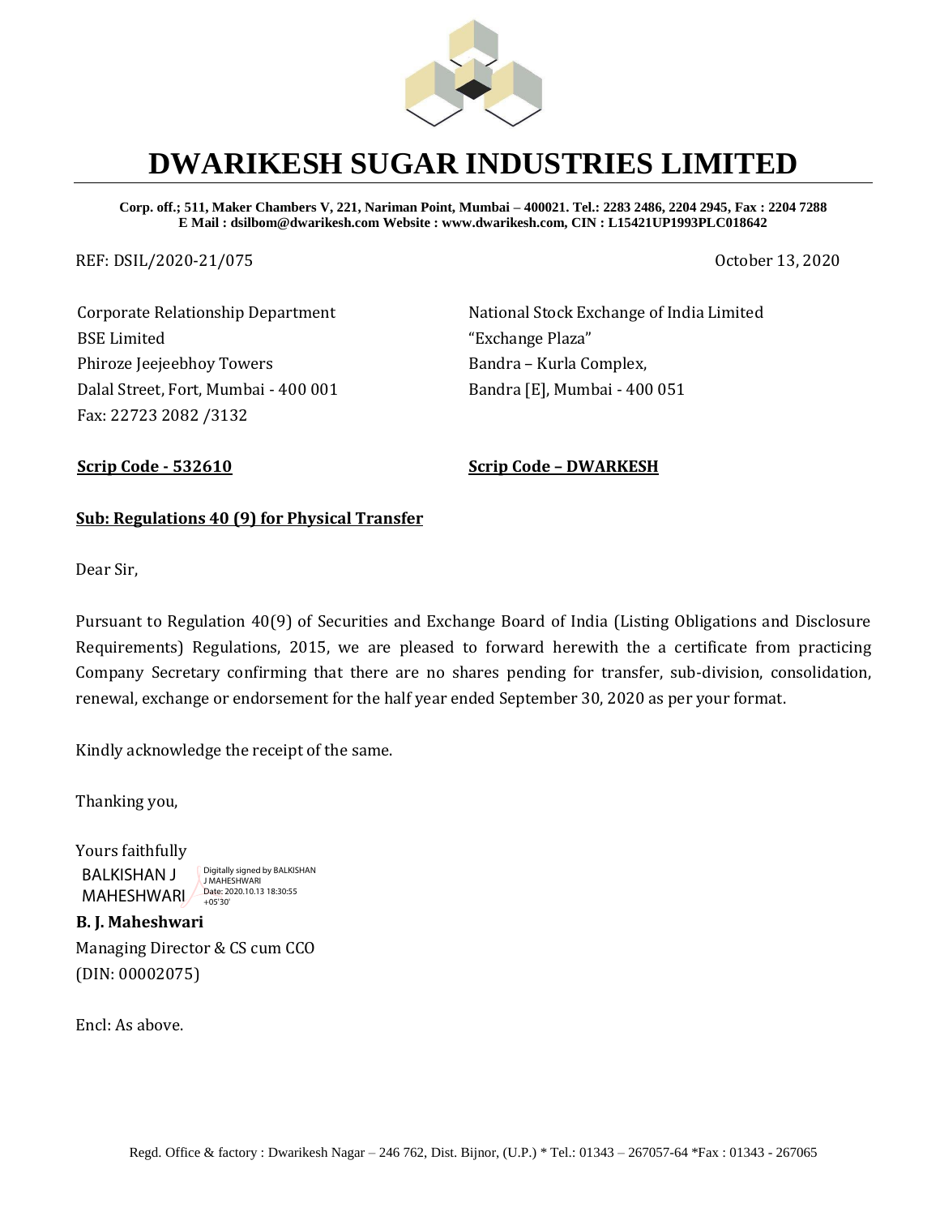# DWARIKESH SUGAR INDUSTRIES LIMITED

**Corp. off.; 511, Maker Chambers V, 221, Nariman Point, Mumbai – 400021. Tel.: 2283 2486, 2204 2945, Fax : 2204 7288**
**E Mail : dsilbom@dwarikesh.com Website : www.dwarikesh.com, CIN : L15421UP1993PLC018642**

REF: DSIL/2020-21/075

October 13, 2020

Corporate Relationship Department
BSE Limited
Phiroze Jeejeebhoy Towers
Dalal Street, Fort, Mumbai - 400 001
Fax: 22723 2082 /3132

**Scrip Code - 532610**

National Stock Exchange of India Limited
"Exchange Plaza"
Bandra – Kurla Complex,
Bandra [E], Mumbai - 400 051

**Scrip Code – DWARKESH**

**Sub: Regulations 40 (9) for Physical Transfer**

Dear Sir,

Pursuant to Regulation 40(9) of Securities and Exchange Board of India (Listing Obligations and Disclosure Requirements) Regulations, 2015, we are pleased to forward herewith the a certificate from practicing Company Secretary confirming that there are no shares pending for transfer, sub-division, consolidation, renewal, exchange or endorsement for the half year ended September 30, 2020 as per your format.

Kindly acknowledge the receipt of the same.

Thanking you,

Yours faithfully

BALKISHAN J MAHESHWARI
Digitally signed by BALKISHAN J MAHESHWARI
Date: 2020.10.13 18:30:55 +05'30'

**B. J. Maheshwari**
Managing Director & CS cum CCO
(DIN: 00002075)

Encl: As above.

Regd. Office & factory : Dwarikesh Nagar – 246 762, Dist. Bijnor, (U.P.) * Tel.: 01343 – 267057-64 *Fax : 01343 - 267065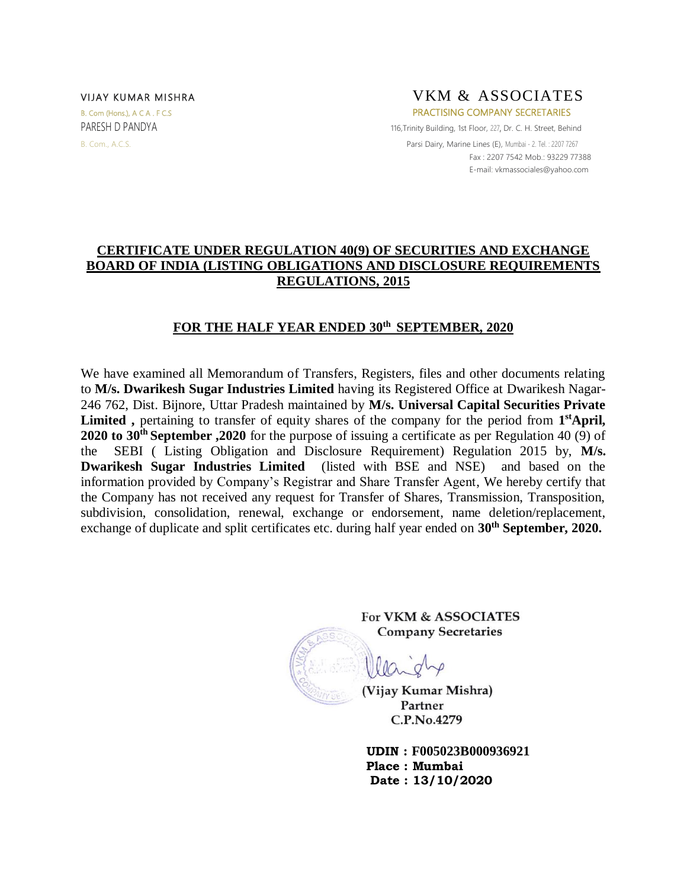VIJAY KUMAR MISHRA
B. Com (Hons.), A C A . F C.S
PARESH D PANDYA
B. Com., A.C.S.

VKM & ASSOCIATES
PRACTISING COMPANY SECRETARIES
116,Trinity Building, 1st Floor, 227, Dr. C. H. Street, Behind
Parsi Dairy, Marine Lines (E), Mumbai - 2. Tel. : 2207 7267
Fax : 2207 7542 Mob.: 93229 77388
E-mail: vkmassociales@yahoo.com

## CERTIFICATE UNDER REGULATION 40(9) OF SECURITIES AND EXCHANGE BOARD OF INDIA (LISTING OBLIGATIONS AND DISCLOSURE REQUIREMENTS REGULATIONS, 2015

## FOR THE HALF YEAR ENDED 30th SEPTEMBER, 2020

We have examined all Memorandum of Transfers, Registers, files and other documents relating to **M/s. Dwarikesh Sugar Industries Limited** having its Registered Office at Dwarikesh Nagar-246 762, Dist. Bijnore, Uttar Pradesh maintained by **M/s. Universal Capital Securities Private Limited ,** pertaining to transfer of equity shares of the company for the period from **1st April, 2020 to 30th September ,2020** for the purpose of issuing a certificate as per Regulation 40 (9) of the SEBI ( Listing Obligation and Disclosure Requirement) Regulation 2015 by, **M/s. Dwarikesh Sugar Industries Limited** (listed with BSE and NSE) and based on the information provided by Company's Registrar and Share Transfer Agent, We hereby certify that the Company has not received any request for Transfer of Shares, Transmission, Transposition, subdivision, consolidation, renewal, exchange or endorsement, name deletion/replacement, exchange of duplicate and split certificates etc. during half year ended on **30th September, 2020.**

For VKM & ASSOCIATES
Company Secretaries

(Vijay Kumar Mishra)
Partner
C.P.No.4279

**UDIN : F005023B000936921**
**Place : Mumbai**
**Date : 13/10/2020**